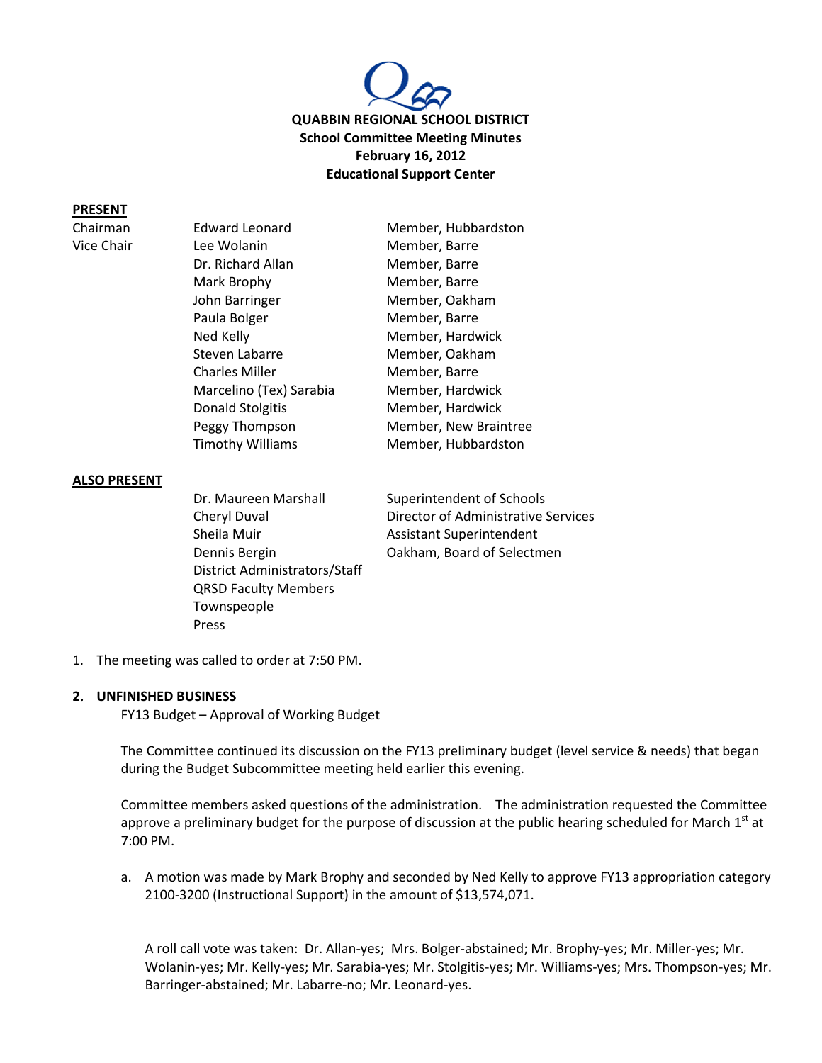**QUABBIN REGIONAL SCHOOL DISTRICT**
**School Committee Meeting Minutes**
**February 16, 2012**
**Educational Support Center**

**PRESENT**

| | | |
|---|---|---|
| Chairman | Edward Leonard | Member, Hubbardston |
| Vice Chair | Lee Wolanin | Member, Barre |
| | Dr. Richard Allan | Member, Barre |
| | Mark Brophy | Member, Barre |
| | John Barringer | Member, Oakham |
| | Paula Bolger | Member, Barre |
| | Ned Kelly | Member, Hardwick |
| | Steven Labarre | Member, Oakham |
| | Charles Miller | Member, Barre |
| | Marcelino (Tex) Sarabia | Member, Hardwick |
| | Donald Stolgitis | Member, Hardwick |
| | Peggy Thompson | Member, New Braintree |
| | Timothy Williams | Member, Hubbardston |

**ALSO PRESENT**

| | |
|---|---|
| Dr. Maureen Marshall | Superintendent of Schools |
| Cheryl Duval | Director of Administrative Services |
| Sheila Muir | Assistant Superintendent |
| Dennis Bergin | Oakham, Board of Selectmen |
| District Administrators/Staff | |
| QRSD Faculty Members | |
| Townspeople | |
| Press | |

1. The meeting was called to order at 7:50 PM.

**2. UNFINISHED BUSINESS**

FY13 Budget – Approval of Working Budget

The Committee continued its discussion on the FY13 preliminary budget (level service & needs) that began during the Budget Subcommittee meeting held earlier this evening.

Committee members asked questions of the administration. The administration requested the Committee approve a preliminary budget for the purpose of discussion at the public hearing scheduled for March 1st at 7:00 PM.

a. A motion was made by Mark Brophy and seconded by Ned Kelly to approve FY13 appropriation category 2100-3200 (Instructional Support) in the amount of $13,574,071.

   A roll call vote was taken: Dr. Allan-yes; Mrs. Bolger-abstained; Mr. Brophy-yes; Mr. Miller-yes; Mr. Wolanin-yes; Mr. Kelly-yes; Mr. Sarabia-yes; Mr. Stolgitis-yes; Mr. Williams-yes; Mrs. Thompson-yes; Mr. Barringer-abstained; Mr. Labarre-no; Mr. Leonard-yes.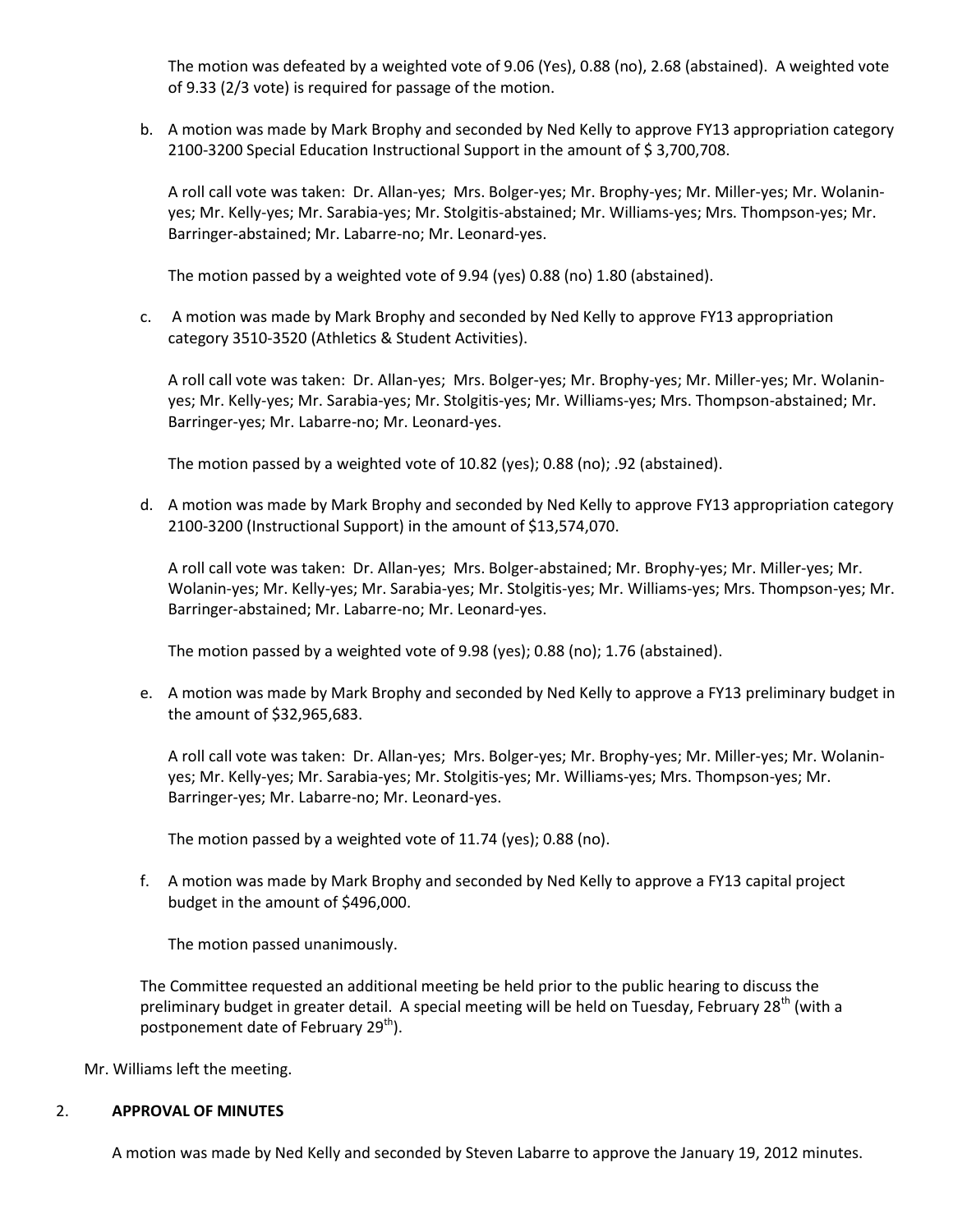The motion was defeated by a weighted vote of 9.06 (Yes), 0.88 (no), 2.68 (abstained). A weighted vote of 9.33 (2/3 vote) is required for passage of the motion.

b. A motion was made by Mark Brophy and seconded by Ned Kelly to approve FY13 appropriation category 2100-3200 Special Education Instructional Support in the amount of $ 3,700,708.

   A roll call vote was taken: Dr. Allan-yes; Mrs. Bolger-yes; Mr. Brophy-yes; Mr. Miller-yes; Mr. Wolanin-yes; Mr. Kelly-yes; Mr. Sarabia-yes; Mr. Stolgitis-abstained; Mr. Williams-yes; Mrs. Thompson-yes; Mr. Barringer-abstained; Mr. Labarre-no; Mr. Leonard-yes.

   The motion passed by a weighted vote of 9.94 (yes) 0.88 (no) 1.80 (abstained).

c. A motion was made by Mark Brophy and seconded by Ned Kelly to approve FY13 appropriation category 3510-3520 (Athletics & Student Activities).

   A roll call vote was taken: Dr. Allan-yes; Mrs. Bolger-yes; Mr. Brophy-yes; Mr. Miller-yes; Mr. Wolanin-yes; Mr. Kelly-yes; Mr. Sarabia-yes; Mr. Stolgitis-yes; Mr. Williams-yes; Mrs. Thompson-abstained; Mr. Barringer-yes; Mr. Labarre-no; Mr. Leonard-yes.

   The motion passed by a weighted vote of 10.82 (yes); 0.88 (no); .92 (abstained).

d. A motion was made by Mark Brophy and seconded by Ned Kelly to approve FY13 appropriation category 2100-3200 (Instructional Support) in the amount of $13,574,070.

   A roll call vote was taken: Dr. Allan-yes; Mrs. Bolger-abstained; Mr. Brophy-yes; Mr. Miller-yes; Mr. Wolanin-yes; Mr. Kelly-yes; Mr. Sarabia-yes; Mr. Stolgitis-yes; Mr. Williams-yes; Mrs. Thompson-yes; Mr. Barringer-abstained; Mr. Labarre-no; Mr. Leonard-yes.

   The motion passed by a weighted vote of 9.98 (yes); 0.88 (no); 1.76 (abstained).

e. A motion was made by Mark Brophy and seconded by Ned Kelly to approve a FY13 preliminary budget in the amount of $32,965,683.

   A roll call vote was taken: Dr. Allan-yes; Mrs. Bolger-yes; Mr. Brophy-yes; Mr. Miller-yes; Mr. Wolanin-yes; Mr. Kelly-yes; Mr. Sarabia-yes; Mr. Stolgitis-yes; Mr. Williams-yes; Mrs. Thompson-yes; Mr. Barringer-yes; Mr. Labarre-no; Mr. Leonard-yes.

   The motion passed by a weighted vote of 11.74 (yes); 0.88 (no).

f. A motion was made by Mark Brophy and seconded by Ned Kelly to approve a FY13 capital project budget in the amount of $496,000.

   The motion passed unanimously.

The Committee requested an additional meeting be held prior to the public hearing to discuss the preliminary budget in greater detail. A special meeting will be held on Tuesday, February 28th (with a postponement date of February 29th).

Mr. Williams left the meeting.

## 2. APPROVAL OF MINUTES

A motion was made by Ned Kelly and seconded by Steven Labarre to approve the January 19, 2012 minutes.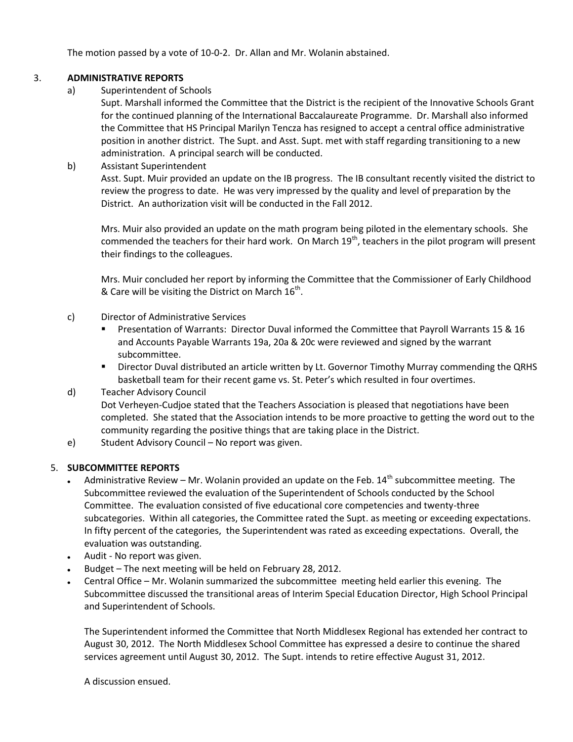The motion passed by a vote of 10-0-2. Dr. Allan and Mr. Wolanin abstained.

3. **ADMINISTRATIVE REPORTS**

   a) Superintendent of Schools

      Supt. Marshall informed the Committee that the District is the recipient of the Innovative Schools Grant for the continued planning of the International Baccalaureate Programme. Dr. Marshall also informed the Committee that HS Principal Marilyn Tencza has resigned to accept a central office administrative position in another district. The Supt. and Asst. Supt. met with staff regarding transitioning to a new administration. A principal search will be conducted.

   b) Assistant Superintendent

      Asst. Supt. Muir provided an update on the IB progress. The IB consultant recently visited the district to review the progress to date. He was very impressed by the quality and level of preparation by the District. An authorization visit will be conducted in the Fall 2012.

      Mrs. Muir also provided an update on the math program being piloted in the elementary schools. She commended the teachers for their hard work. On March 19th, teachers in the pilot program will present their findings to the colleagues.

      Mrs. Muir concluded her report by informing the Committee that the Commissioner of Early Childhood & Care will be visiting the District on March 16th.

   c) Director of Administrative Services

      - Presentation of Warrants: Director Duval informed the Committee that Payroll Warrants 15 & 16 and Accounts Payable Warrants 19a, 20a & 20c were reviewed and signed by the warrant subcommittee.
      - Director Duval distributed an article written by Lt. Governor Timothy Murray commending the QRHS basketball team for their recent game vs. St. Peter's which resulted in four overtimes.

   d) Teacher Advisory Council

      Dot Verheyen-Cudjoe stated that the Teachers Association is pleased that negotiations have been completed. She stated that the Association intends to be more proactive to getting the word out to the community regarding the positive things that are taking place in the District.

   e) Student Advisory Council – No report was given.

5. **SUBCOMMITTEE REPORTS**

   - Administrative Review – Mr. Wolanin provided an update on the Feb. 14th subcommittee meeting. The Subcommittee reviewed the evaluation of the Superintendent of Schools conducted by the School Committee. The evaluation consisted of five educational core competencies and twenty-three subcategories. Within all categories, the Committee rated the Supt. as meeting or exceeding expectations. In fifty percent of the categories, the Superintendent was rated as exceeding expectations. Overall, the evaluation was outstanding.
   - Audit - No report was given.
   - Budget – The next meeting will be held on February 28, 2012.
   - Central Office – Mr. Wolanin summarized the subcommittee meeting held earlier this evening. The Subcommittee discussed the transitional areas of Interim Special Education Director, High School Principal and Superintendent of Schools.

     The Superintendent informed the Committee that North Middlesex Regional has extended her contract to August 30, 2012. The North Middlesex School Committee has expressed a desire to continue the shared services agreement until August 30, 2012. The Supt. intends to retire effective August 31, 2012.

     A discussion ensued.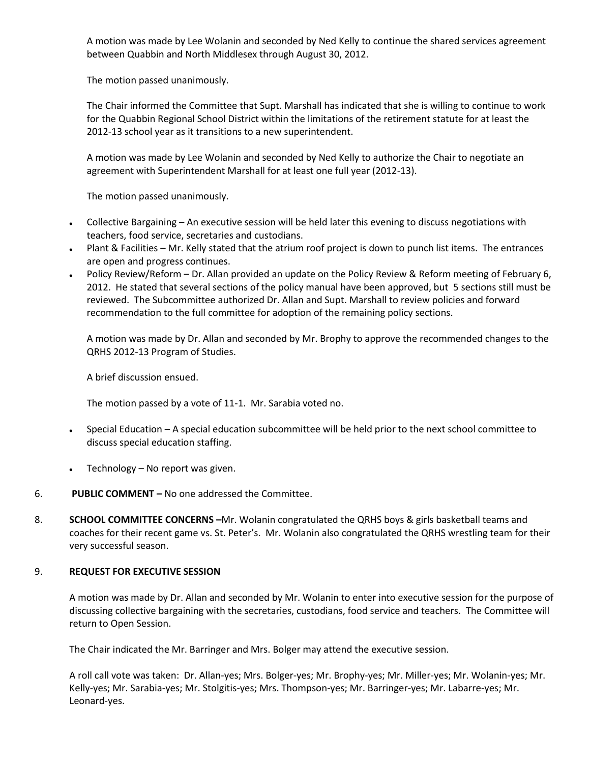A motion was made by Lee Wolanin and seconded by Ned Kelly to continue the shared services agreement between Quabbin and North Middlesex through August 30, 2012.

The motion passed unanimously.

The Chair informed the Committee that Supt. Marshall has indicated that she is willing to continue to work for the Quabbin Regional School District within the limitations of the retirement statute for at least the 2012-13 school year as it transitions to a new superintendent.

A motion was made by Lee Wolanin and seconded by Ned Kelly to authorize the Chair to negotiate an agreement with Superintendent Marshall for at least one full year (2012-13).

The motion passed unanimously.

- Collective Bargaining – An executive session will be held later this evening to discuss negotiations with teachers, food service, secretaries and custodians.
- Plant & Facilities – Mr. Kelly stated that the atrium roof project is down to punch list items. The entrances are open and progress continues.
- Policy Review/Reform – Dr. Allan provided an update on the Policy Review & Reform meeting of February 6, 2012. He stated that several sections of the policy manual have been approved, but 5 sections still must be reviewed. The Subcommittee authorized Dr. Allan and Supt. Marshall to review policies and forward recommendation to the full committee for adoption of the remaining policy sections.

  A motion was made by Dr. Allan and seconded by Mr. Brophy to approve the recommended changes to the QRHS 2012-13 Program of Studies.

  A brief discussion ensued.

  The motion passed by a vote of 11-1. Mr. Sarabia voted no.

- Special Education – A special education subcommittee will be held prior to the next school committee to discuss special education staffing.
- Technology – No report was given.

6. **PUBLIC COMMENT –** No one addressed the Committee.

8. **SCHOOL COMMITTEE CONCERNS –**Mr. Wolanin congratulated the QRHS boys & girls basketball teams and coaches for their recent game vs. St. Peter's. Mr. Wolanin also congratulated the QRHS wrestling team for their very successful season.

9. **REQUEST FOR EXECUTIVE SESSION**

A motion was made by Dr. Allan and seconded by Mr. Wolanin to enter into executive session for the purpose of discussing collective bargaining with the secretaries, custodians, food service and teachers. The Committee will return to Open Session.

The Chair indicated the Mr. Barringer and Mrs. Bolger may attend the executive session.

A roll call vote was taken: Dr. Allan-yes; Mrs. Bolger-yes; Mr. Brophy-yes; Mr. Miller-yes; Mr. Wolanin-yes; Mr. Kelly-yes; Mr. Sarabia-yes; Mr. Stolgitis-yes; Mrs. Thompson-yes; Mr. Barringer-yes; Mr. Labarre-yes; Mr. Leonard-yes.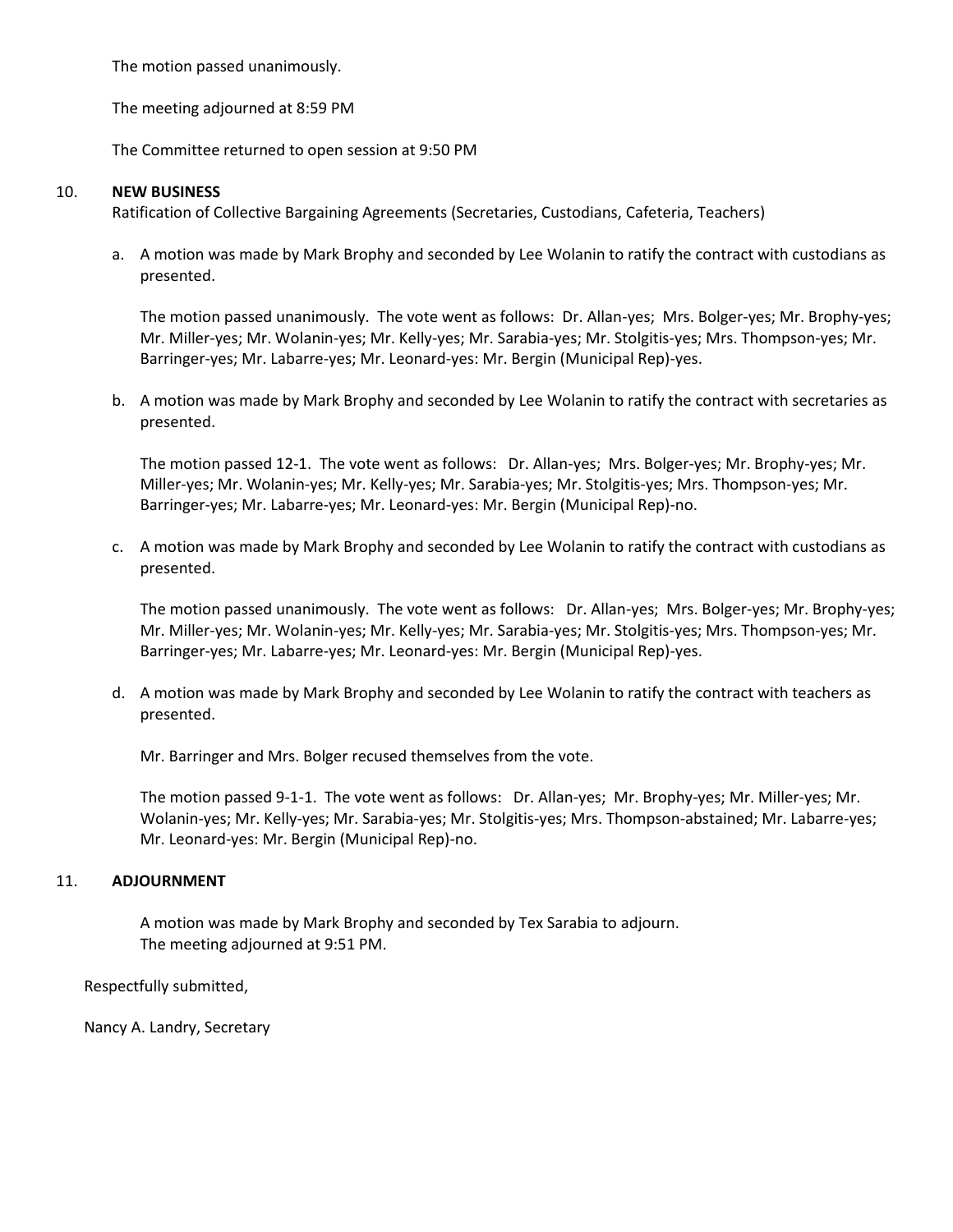The motion passed unanimously.

The meeting adjourned at 8:59 PM

The Committee returned to open session at 9:50 PM

10. **NEW BUSINESS**

Ratification of Collective Bargaining Agreements (Secretaries, Custodians, Cafeteria, Teachers)

a. A motion was made by Mark Brophy and seconded by Lee Wolanin to ratify the contract with custodians as presented.

   The motion passed unanimously. The vote went as follows: Dr. Allan-yes; Mrs. Bolger-yes; Mr. Brophy-yes; Mr. Miller-yes; Mr. Wolanin-yes; Mr. Kelly-yes; Mr. Sarabia-yes; Mr. Stolgitis-yes; Mrs. Thompson-yes; Mr. Barringer-yes; Mr. Labarre-yes; Mr. Leonard-yes: Mr. Bergin (Municipal Rep)-yes.

b. A motion was made by Mark Brophy and seconded by Lee Wolanin to ratify the contract with secretaries as presented.

   The motion passed 12-1. The vote went as follows: Dr. Allan-yes; Mrs. Bolger-yes; Mr. Brophy-yes; Mr. Miller-yes; Mr. Wolanin-yes; Mr. Kelly-yes; Mr. Sarabia-yes; Mr. Stolgitis-yes; Mrs. Thompson-yes; Mr. Barringer-yes; Mr. Labarre-yes; Mr. Leonard-yes: Mr. Bergin (Municipal Rep)-no.

c. A motion was made by Mark Brophy and seconded by Lee Wolanin to ratify the contract with custodians as presented.

   The motion passed unanimously. The vote went as follows: Dr. Allan-yes; Mrs. Bolger-yes; Mr. Brophy-yes; Mr. Miller-yes; Mr. Wolanin-yes; Mr. Kelly-yes; Mr. Sarabia-yes; Mr. Stolgitis-yes; Mrs. Thompson-yes; Mr. Barringer-yes; Mr. Labarre-yes; Mr. Leonard-yes: Mr. Bergin (Municipal Rep)-yes.

d. A motion was made by Mark Brophy and seconded by Lee Wolanin to ratify the contract with teachers as presented.

   Mr. Barringer and Mrs. Bolger recused themselves from the vote.

   The motion passed 9-1-1. The vote went as follows: Dr. Allan-yes; Mr. Brophy-yes; Mr. Miller-yes; Mr. Wolanin-yes; Mr. Kelly-yes; Mr. Sarabia-yes; Mr. Stolgitis-yes; Mrs. Thompson-abstained; Mr. Labarre-yes; Mr. Leonard-yes: Mr. Bergin (Municipal Rep)-no.

11. **ADJOURNMENT**

A motion was made by Mark Brophy and seconded by Tex Sarabia to adjourn.
The meeting adjourned at 9:51 PM.

Respectfully submitted,

Nancy A. Landry, Secretary